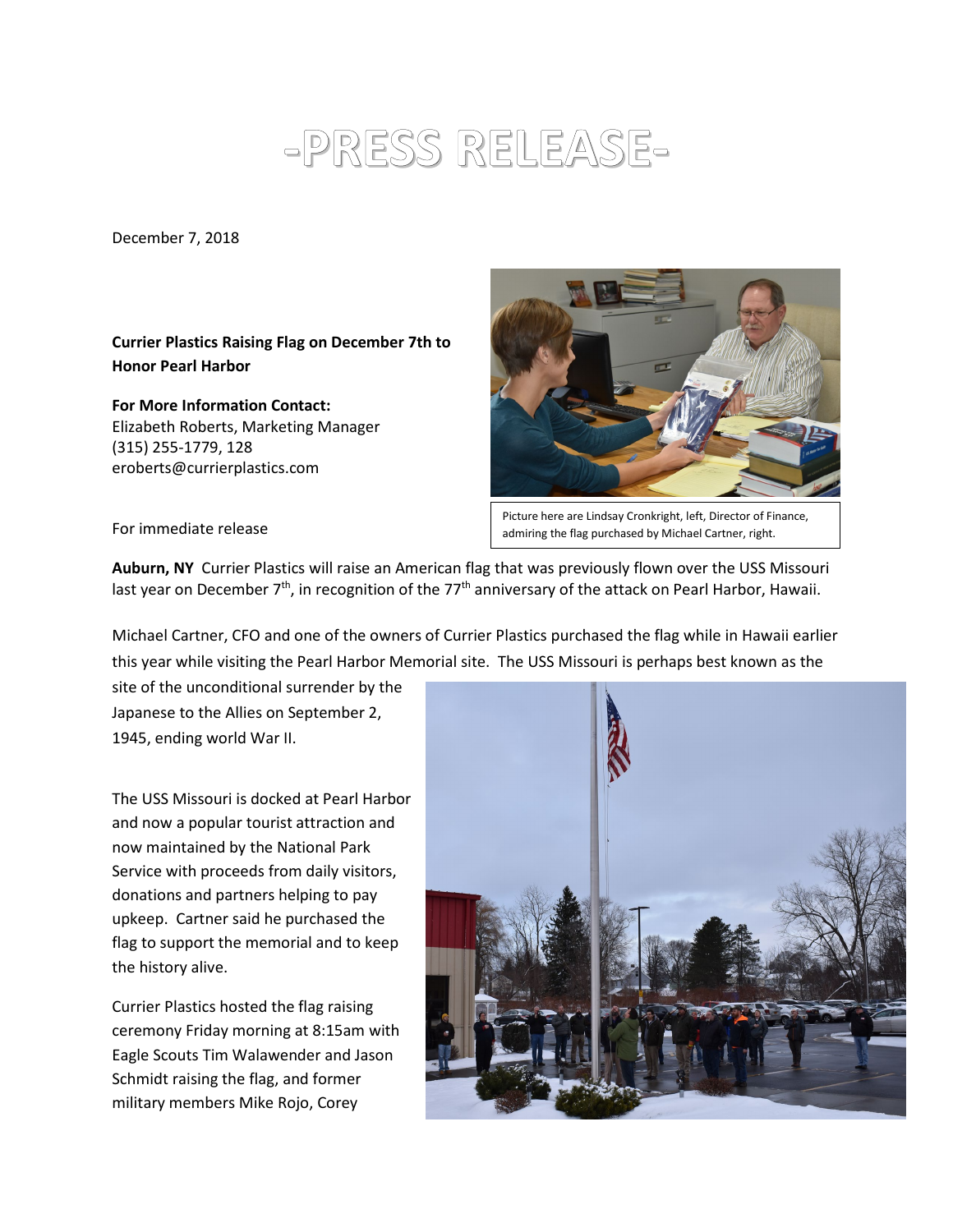# -PRESS RELEASE-

December 7, 2018

**Currier Plastics Raising Flag on December 7th to Honor Pearl Harbor**

**For More Information Contact:**
Elizabeth Roberts, Marketing Manager
(315) 255-1779, 128
eroberts@currierplastics.com

For immediate release

Picture here are Lindsay Cronkright, left, Director of Finance, admiring the flag purchased by Michael Cartner, right.

**Auburn, NY** Currier Plastics will raise an American flag that was previously flown over the USS Missouri last year on December 7th, in recognition of the 77th anniversary of the attack on Pearl Harbor, Hawaii.

Michael Cartner, CFO and one of the owners of Currier Plastics purchased the flag while in Hawaii earlier this year while visiting the Pearl Harbor Memorial site. The USS Missouri is perhaps best known as the site of the unconditional surrender by the Japanese to the Allies on September 2, 1945, ending world War II.

The USS Missouri is docked at Pearl Harbor and now a popular tourist attraction and now maintained by the National Park Service with proceeds from daily visitors, donations and partners helping to pay upkeep. Cartner said he purchased the flag to support the memorial and to keep the history alive.

Currier Plastics hosted the flag raising ceremony Friday morning at 8:15am with Eagle Scouts Tim Walawender and Jason Schmidt raising the flag, and former military members Mike Rojo, Corey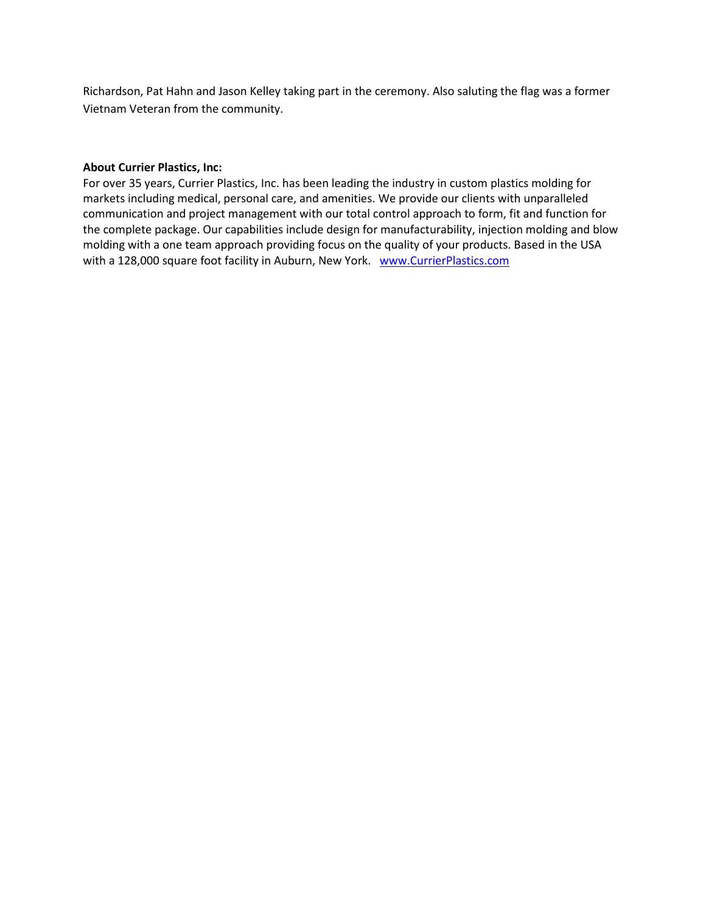Richardson, Pat Hahn and Jason Kelley taking part in the ceremony. Also saluting the flag was a former Vietnam Veteran from the community.

**About Currier Plastics, Inc:**

For over 35 years, Currier Plastics, Inc. has been leading the industry in custom plastics molding for markets including medical, personal care, and amenities. We provide our clients with unparalleled communication and project management with our total control approach to form, fit and function for the complete package. Our capabilities include design for manufacturability, injection molding and blow molding with a one team approach providing focus on the quality of your products. Based in the USA with a 128,000 square foot facility in Auburn, New York. [www.CurrierPlastics.com](http://www.CurrierPlastics.com)